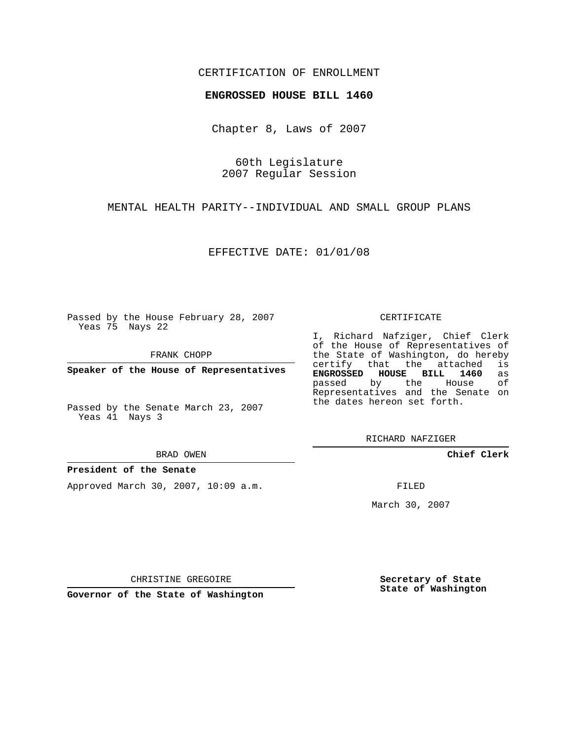CERTIFICATION OF ENROLLMENT

**ENGROSSED HOUSE BILL 1460**

Chapter 8, Laws of 2007

60th Legislature
2007 Regular Session

MENTAL HEALTH PARITY--INDIVIDUAL AND SMALL GROUP PLANS

EFFECTIVE DATE: 01/01/08

Passed by the House February 28, 2007
Yeas 75 Nays 22

FRANK CHOPP

**Speaker of the House of Representatives**

Passed by the Senate March 23, 2007
Yeas 41 Nays 3

BRAD OWEN

**President of the Senate**

Approved March 30, 2007, 10:09 a.m.

CHRISTINE GREGOIRE

**Governor of the State of Washington**

CERTIFICATE

I, Richard Nafziger, Chief Clerk of the House of Representatives of the State of Washington, do hereby certify that the attached is **ENGROSSED HOUSE BILL 1460** as passed by the House of Representatives and the Senate on the dates hereon set forth.

RICHARD NAFZIGER

**Chief Clerk**

FILED

March 30, 2007

**Secretary of State**
**State of Washington**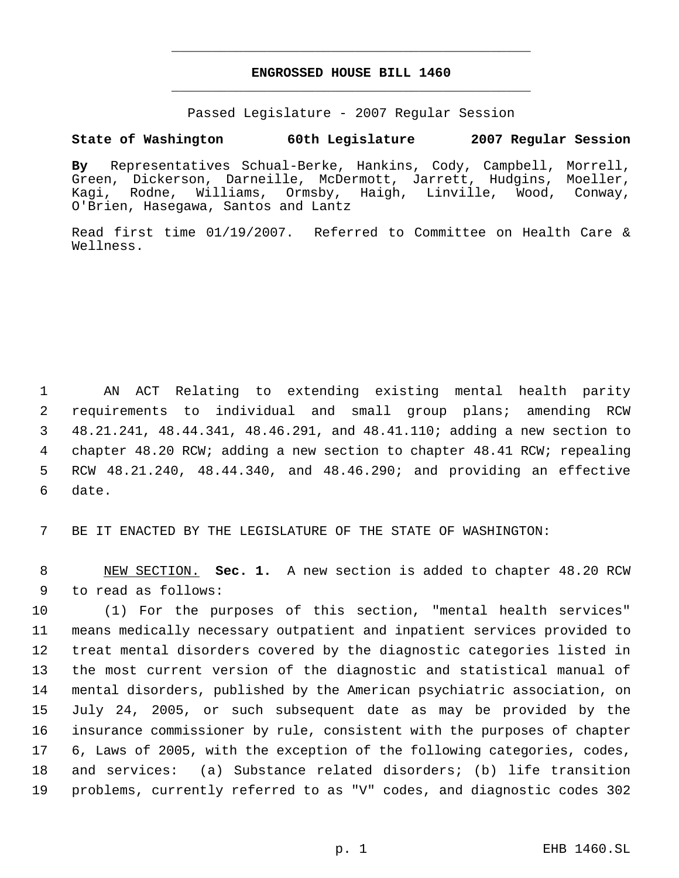**ENGROSSED HOUSE BILL 1460**

Passed Legislature - 2007 Regular Session

**State of Washington 60th Legislature 2007 Regular Session**

**By** Representatives Schual-Berke, Hankins, Cody, Campbell, Morrell, Green, Dickerson, Darneille, McDermott, Jarrett, Hudgins, Moeller, Kagi, Rodne, Williams, Ormsby, Haigh, Linville, Wood, Conway, O'Brien, Hasegawa, Santos and Lantz

Read first time 01/19/2007. Referred to Committee on Health Care & Wellness.

AN ACT Relating to extending existing mental health parity requirements to individual and small group plans; amending RCW 48.21.241, 48.44.341, 48.46.291, and 48.41.110; adding a new section to chapter 48.20 RCW; adding a new section to chapter 48.41 RCW; repealing RCW 48.21.240, 48.44.340, and 48.46.290; and providing an effective date.

BE IT ENACTED BY THE LEGISLATURE OF THE STATE OF WASHINGTON:

NEW SECTION. **Sec. 1.** A new section is added to chapter 48.20 RCW to read as follows:

(1) For the purposes of this section, "mental health services" means medically necessary outpatient and inpatient services provided to treat mental disorders covered by the diagnostic categories listed in the most current version of the diagnostic and statistical manual of mental disorders, published by the American psychiatric association, on July 24, 2005, or such subsequent date as may be provided by the insurance commissioner by rule, consistent with the purposes of chapter 6, Laws of 2005, with the exception of the following categories, codes, and services: (a) Substance related disorders; (b) life transition problems, currently referred to as "V" codes, and diagnostic codes 302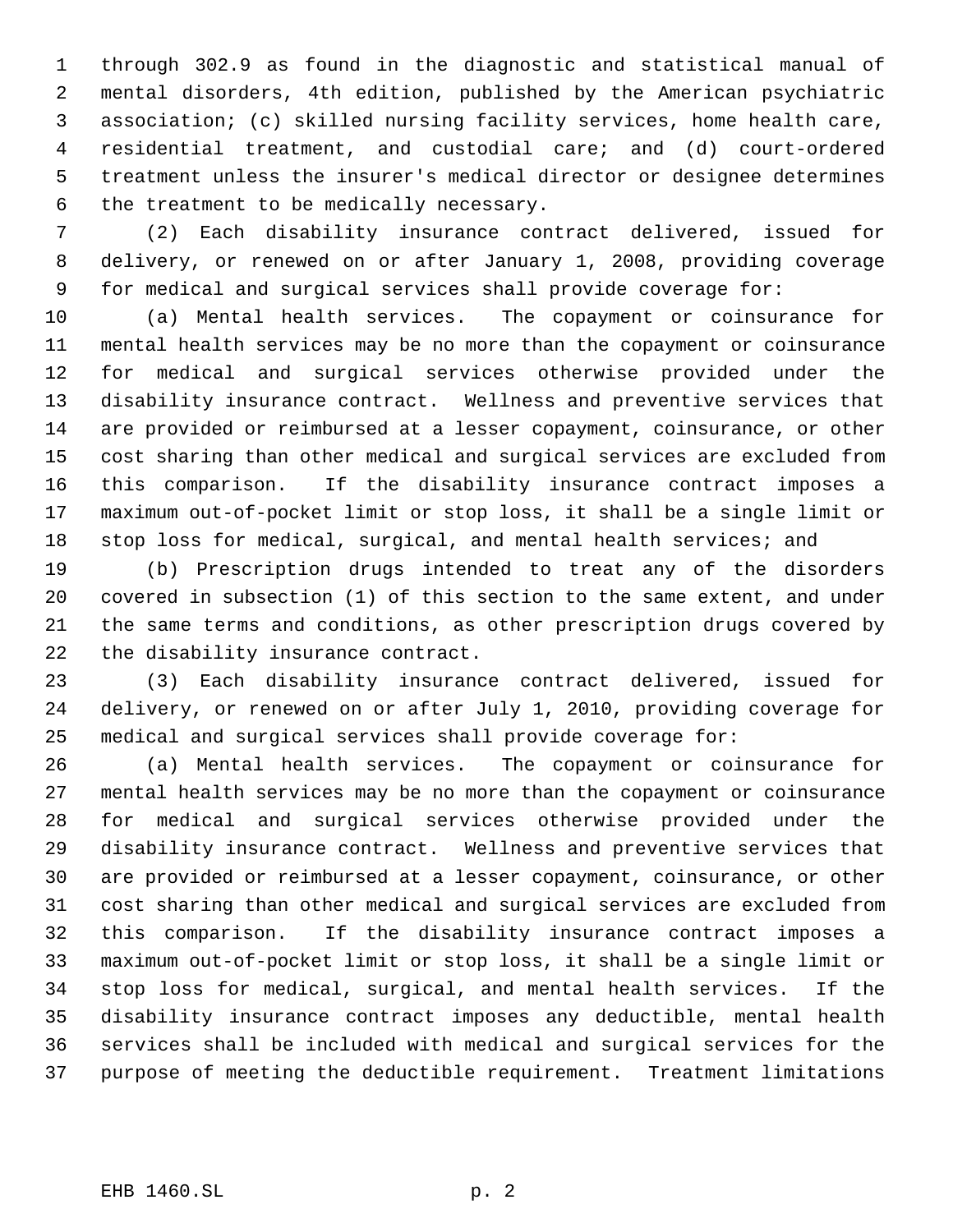through 302.9 as found in the diagnostic and statistical manual of mental disorders, 4th edition, published by the American psychiatric association; (c) skilled nursing facility services, home health care, residential treatment, and custodial care; and (d) court-ordered treatment unless the insurer's medical director or designee determines the treatment to be medically necessary.

(2) Each disability insurance contract delivered, issued for delivery, or renewed on or after January 1, 2008, providing coverage for medical and surgical services shall provide coverage for:

(a) Mental health services. The copayment or coinsurance for mental health services may be no more than the copayment or coinsurance for medical and surgical services otherwise provided under the disability insurance contract. Wellness and preventive services that are provided or reimbursed at a lesser copayment, coinsurance, or other cost sharing than other medical and surgical services are excluded from this comparison. If the disability insurance contract imposes a maximum out-of-pocket limit or stop loss, it shall be a single limit or stop loss for medical, surgical, and mental health services; and

(b) Prescription drugs intended to treat any of the disorders covered in subsection (1) of this section to the same extent, and under the same terms and conditions, as other prescription drugs covered by the disability insurance contract.

(3) Each disability insurance contract delivered, issued for delivery, or renewed on or after July 1, 2010, providing coverage for medical and surgical services shall provide coverage for:

(a) Mental health services. The copayment or coinsurance for mental health services may be no more than the copayment or coinsurance for medical and surgical services otherwise provided under the disability insurance contract. Wellness and preventive services that are provided or reimbursed at a lesser copayment, coinsurance, or other cost sharing than other medical and surgical services are excluded from this comparison. If the disability insurance contract imposes a maximum out-of-pocket limit or stop loss, it shall be a single limit or stop loss for medical, surgical, and mental health services. If the disability insurance contract imposes any deductible, mental health services shall be included with medical and surgical services for the purpose of meeting the deductible requirement. Treatment limitations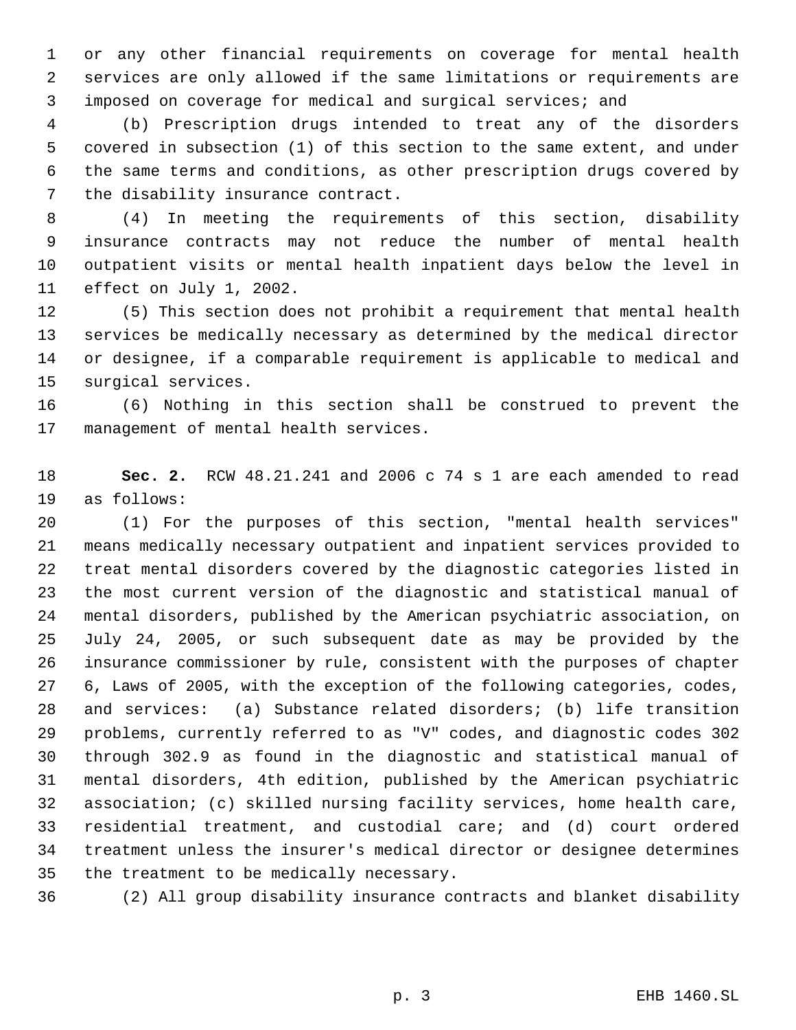or any other financial requirements on coverage for mental health services are only allowed if the same limitations or requirements are imposed on coverage for medical and surgical services; and

(b) Prescription drugs intended to treat any of the disorders covered in subsection (1) of this section to the same extent, and under the same terms and conditions, as other prescription drugs covered by the disability insurance contract.

(4) In meeting the requirements of this section, disability insurance contracts may not reduce the number of mental health outpatient visits or mental health inpatient days below the level in effect on July 1, 2002.

(5) This section does not prohibit a requirement that mental health services be medically necessary as determined by the medical director or designee, if a comparable requirement is applicable to medical and surgical services.

(6) Nothing in this section shall be construed to prevent the management of mental health services.

**Sec. 2.** RCW 48.21.241 and 2006 c 74 s 1 are each amended to read as follows:

(1) For the purposes of this section, "mental health services" means medically necessary outpatient and inpatient services provided to treat mental disorders covered by the diagnostic categories listed in the most current version of the diagnostic and statistical manual of mental disorders, published by the American psychiatric association, on July 24, 2005, or such subsequent date as may be provided by the insurance commissioner by rule, consistent with the purposes of chapter 6, Laws of 2005, with the exception of the following categories, codes, and services: (a) Substance related disorders; (b) life transition problems, currently referred to as "V" codes, and diagnostic codes 302 through 302.9 as found in the diagnostic and statistical manual of mental disorders, 4th edition, published by the American psychiatric association; (c) skilled nursing facility services, home health care, residential treatment, and custodial care; and (d) court ordered treatment unless the insurer's medical director or designee determines the treatment to be medically necessary.

(2) All group disability insurance contracts and blanket disability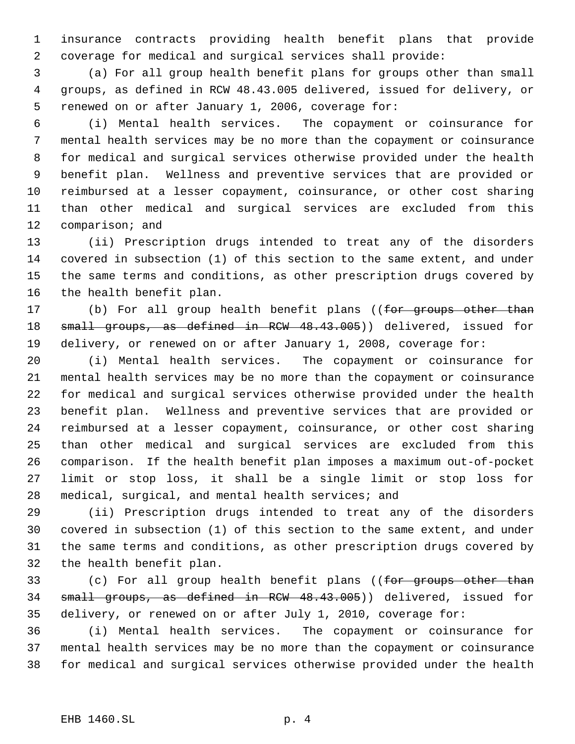insurance contracts providing health benefit plans that provide coverage for medical and surgical services shall provide:

(a) For all group health benefit plans for groups other than small groups, as defined in RCW 48.43.005 delivered, issued for delivery, or renewed on or after January 1, 2006, coverage for:

(i) Mental health services. The copayment or coinsurance for mental health services may be no more than the copayment or coinsurance for medical and surgical services otherwise provided under the health benefit plan. Wellness and preventive services that are provided or reimbursed at a lesser copayment, coinsurance, or other cost sharing than other medical and surgical services are excluded from this comparison; and

(ii) Prescription drugs intended to treat any of the disorders covered in subsection (1) of this section to the same extent, and under the same terms and conditions, as other prescription drugs covered by the health benefit plan.

(b) For all group health benefit plans ((~~for groups other than small groups, as defined in RCW 48.43.005~~)) delivered, issued for delivery, or renewed on or after January 1, 2008, coverage for:

(i) Mental health services. The copayment or coinsurance for mental health services may be no more than the copayment or coinsurance for medical and surgical services otherwise provided under the health benefit plan. Wellness and preventive services that are provided or reimbursed at a lesser copayment, coinsurance, or other cost sharing than other medical and surgical services are excluded from this comparison. If the health benefit plan imposes a maximum out-of-pocket limit or stop loss, it shall be a single limit or stop loss for medical, surgical, and mental health services; and

(ii) Prescription drugs intended to treat any of the disorders covered in subsection (1) of this section to the same extent, and under the same terms and conditions, as other prescription drugs covered by the health benefit plan.

(c) For all group health benefit plans ((~~for groups other than small groups, as defined in RCW 48.43.005~~)) delivered, issued for delivery, or renewed on or after July 1, 2010, coverage for:

(i) Mental health services. The copayment or coinsurance for mental health services may be no more than the copayment or coinsurance for medical and surgical services otherwise provided under the health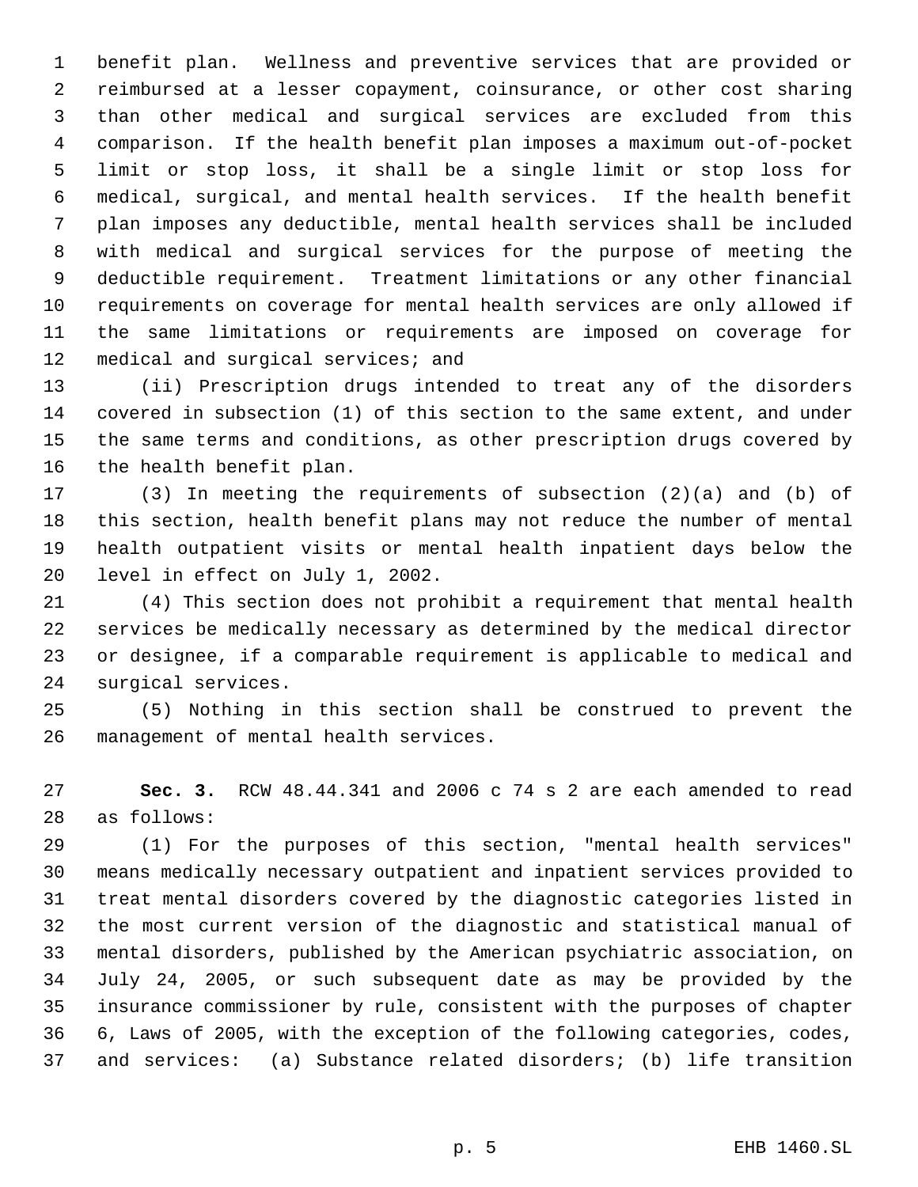benefit plan. Wellness and preventive services that are provided or reimbursed at a lesser copayment, coinsurance, or other cost sharing than other medical and surgical services are excluded from this comparison. If the health benefit plan imposes a maximum out-of-pocket limit or stop loss, it shall be a single limit or stop loss for medical, surgical, and mental health services. If the health benefit plan imposes any deductible, mental health services shall be included with medical and surgical services for the purpose of meeting the deductible requirement. Treatment limitations or any other financial requirements on coverage for mental health services are only allowed if the same limitations or requirements are imposed on coverage for medical and surgical services; and

(ii) Prescription drugs intended to treat any of the disorders covered in subsection (1) of this section to the same extent, and under the same terms and conditions, as other prescription drugs covered by the health benefit plan.

(3) In meeting the requirements of subsection (2)(a) and (b) of this section, health benefit plans may not reduce the number of mental health outpatient visits or mental health inpatient days below the level in effect on July 1, 2002.

(4) This section does not prohibit a requirement that mental health services be medically necessary as determined by the medical director or designee, if a comparable requirement is applicable to medical and surgical services.

(5) Nothing in this section shall be construed to prevent the management of mental health services.

**Sec. 3.** RCW 48.44.341 and 2006 c 74 s 2 are each amended to read as follows:

(1) For the purposes of this section, "mental health services" means medically necessary outpatient and inpatient services provided to treat mental disorders covered by the diagnostic categories listed in the most current version of the diagnostic and statistical manual of mental disorders, published by the American psychiatric association, on July 24, 2005, or such subsequent date as may be provided by the insurance commissioner by rule, consistent with the purposes of chapter 6, Laws of 2005, with the exception of the following categories, codes, and services: (a) Substance related disorders; (b) life transition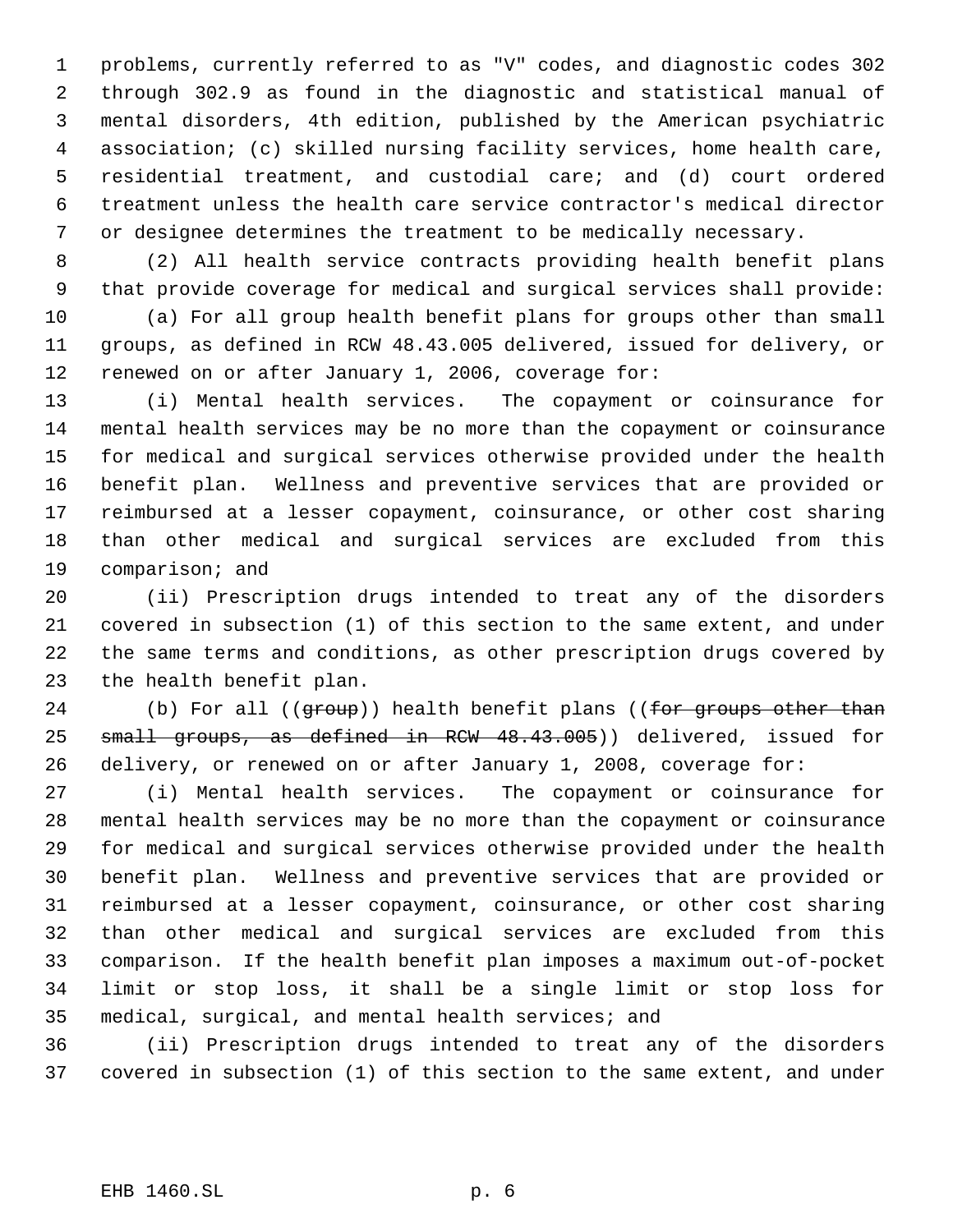problems, currently referred to as "V" codes, and diagnostic codes 302 through 302.9 as found in the diagnostic and statistical manual of mental disorders, 4th edition, published by the American psychiatric association; (c) skilled nursing facility services, home health care, residential treatment, and custodial care; and (d) court ordered treatment unless the health care service contractor's medical director or designee determines the treatment to be medically necessary.

(2) All health service contracts providing health benefit plans that provide coverage for medical and surgical services shall provide:

(a) For all group health benefit plans for groups other than small groups, as defined in RCW 48.43.005 delivered, issued for delivery, or renewed on or after January 1, 2006, coverage for:

(i) Mental health services. The copayment or coinsurance for mental health services may be no more than the copayment or coinsurance for medical and surgical services otherwise provided under the health benefit plan. Wellness and preventive services that are provided or reimbursed at a lesser copayment, coinsurance, or other cost sharing than other medical and surgical services are excluded from this comparison; and

(ii) Prescription drugs intended to treat any of the disorders covered in subsection (1) of this section to the same extent, and under the same terms and conditions, as other prescription drugs covered by the health benefit plan.

(b) For all ((~~group~~)) health benefit plans ((~~for groups other than small groups, as defined in RCW 48.43.005~~)) delivered, issued for delivery, or renewed on or after January 1, 2008, coverage for:

(i) Mental health services. The copayment or coinsurance for mental health services may be no more than the copayment or coinsurance for medical and surgical services otherwise provided under the health benefit plan. Wellness and preventive services that are provided or reimbursed at a lesser copayment, coinsurance, or other cost sharing than other medical and surgical services are excluded from this comparison. If the health benefit plan imposes a maximum out-of-pocket limit or stop loss, it shall be a single limit or stop loss for medical, surgical, and mental health services; and

(ii) Prescription drugs intended to treat any of the disorders covered in subsection (1) of this section to the same extent, and under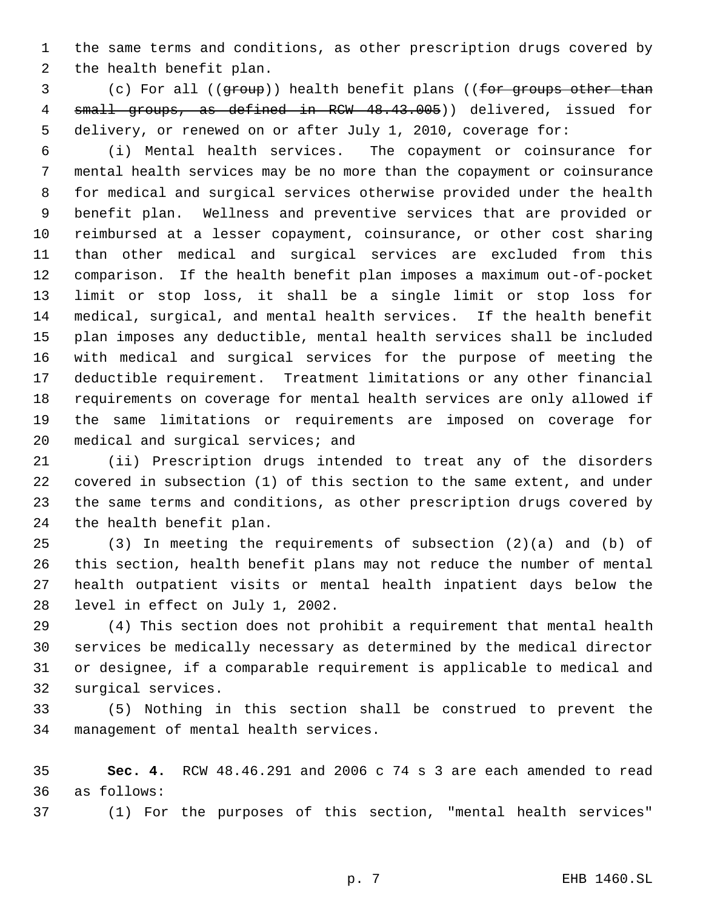the same terms and conditions, as other prescription drugs covered by the health benefit plan.

(c) For all ((~~group~~)) health benefit plans ((~~for groups other than small groups, as defined in RCW 48.43.005~~)) delivered, issued for delivery, or renewed on or after July 1, 2010, coverage for:

(i) Mental health services. The copayment or coinsurance for mental health services may be no more than the copayment or coinsurance for medical and surgical services otherwise provided under the health benefit plan. Wellness and preventive services that are provided or reimbursed at a lesser copayment, coinsurance, or other cost sharing than other medical and surgical services are excluded from this comparison. If the health benefit plan imposes a maximum out-of-pocket limit or stop loss, it shall be a single limit or stop loss for medical, surgical, and mental health services. If the health benefit plan imposes any deductible, mental health services shall be included with medical and surgical services for the purpose of meeting the deductible requirement. Treatment limitations or any other financial requirements on coverage for mental health services are only allowed if the same limitations or requirements are imposed on coverage for medical and surgical services; and

(ii) Prescription drugs intended to treat any of the disorders covered in subsection (1) of this section to the same extent, and under the same terms and conditions, as other prescription drugs covered by the health benefit plan.

(3) In meeting the requirements of subsection (2)(a) and (b) of this section, health benefit plans may not reduce the number of mental health outpatient visits or mental health inpatient days below the level in effect on July 1, 2002.

(4) This section does not prohibit a requirement that mental health services be medically necessary as determined by the medical director or designee, if a comparable requirement is applicable to medical and surgical services.

(5) Nothing in this section shall be construed to prevent the management of mental health services.

**Sec. 4.** RCW 48.46.291 and 2006 c 74 s 3 are each amended to read as follows:

(1) For the purposes of this section, "mental health services"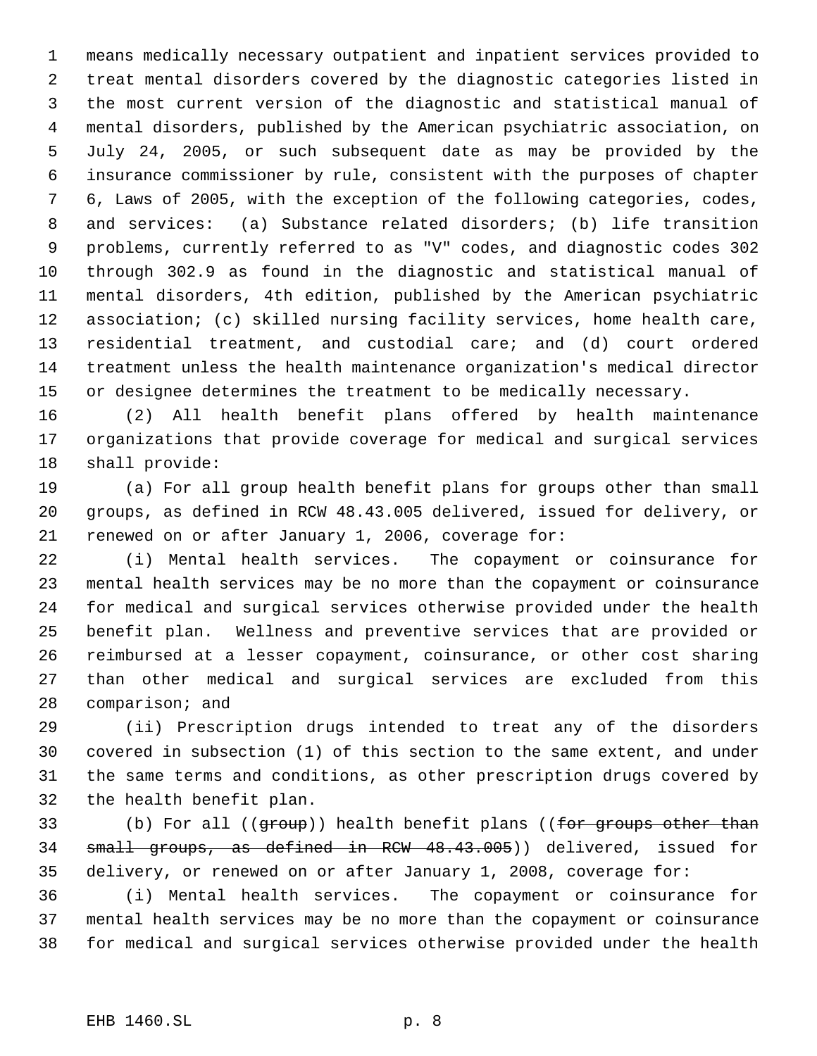means medically necessary outpatient and inpatient services provided to treat mental disorders covered by the diagnostic categories listed in the most current version of the diagnostic and statistical manual of mental disorders, published by the American psychiatric association, on July 24, 2005, or such subsequent date as may be provided by the insurance commissioner by rule, consistent with the purposes of chapter 6, Laws of 2005, with the exception of the following categories, codes, and services: (a) Substance related disorders; (b) life transition problems, currently referred to as "V" codes, and diagnostic codes 302 through 302.9 as found in the diagnostic and statistical manual of mental disorders, 4th edition, published by the American psychiatric association; (c) skilled nursing facility services, home health care, residential treatment, and custodial care; and (d) court ordered treatment unless the health maintenance organization's medical director or designee determines the treatment to be medically necessary.

(2) All health benefit plans offered by health maintenance organizations that provide coverage for medical and surgical services shall provide:

(a) For all group health benefit plans for groups other than small groups, as defined in RCW 48.43.005 delivered, issued for delivery, or renewed on or after January 1, 2006, coverage for:

(i) Mental health services. The copayment or coinsurance for mental health services may be no more than the copayment or coinsurance for medical and surgical services otherwise provided under the health benefit plan. Wellness and preventive services that are provided or reimbursed at a lesser copayment, coinsurance, or other cost sharing than other medical and surgical services are excluded from this comparison; and

(ii) Prescription drugs intended to treat any of the disorders covered in subsection (1) of this section to the same extent, and under the same terms and conditions, as other prescription drugs covered by the health benefit plan.

(b) For all ((~~group~~)) health benefit plans ((~~for groups other than small groups, as defined in RCW 48.43.005~~)) delivered, issued for delivery, or renewed on or after January 1, 2008, coverage for:

(i) Mental health services. The copayment or coinsurance for mental health services may be no more than the copayment or coinsurance for medical and surgical services otherwise provided under the health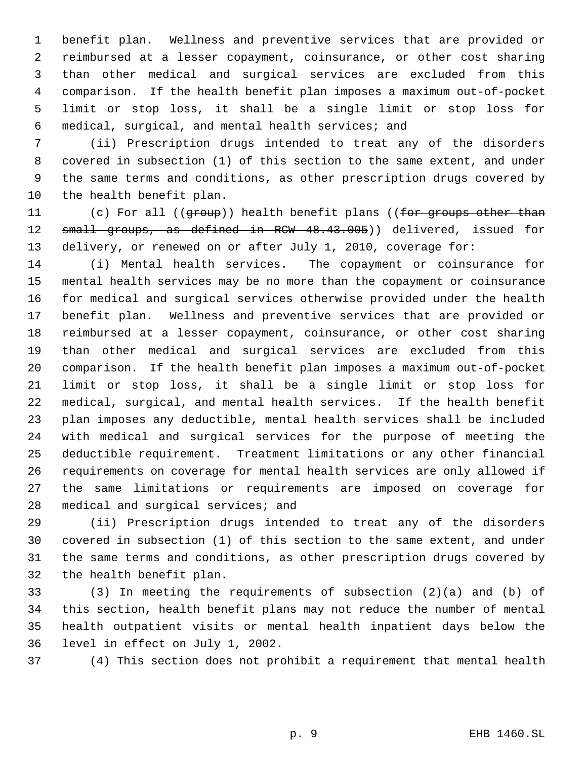benefit plan. Wellness and preventive services that are provided or reimbursed at a lesser copayment, coinsurance, or other cost sharing than other medical and surgical services are excluded from this comparison. If the health benefit plan imposes a maximum out-of-pocket limit or stop loss, it shall be a single limit or stop loss for medical, surgical, and mental health services; and

(ii) Prescription drugs intended to treat any of the disorders covered in subsection (1) of this section to the same extent, and under the same terms and conditions, as other prescription drugs covered by the health benefit plan.

(c) For all ((~~group~~)) health benefit plans ((~~for groups other than small groups, as defined in RCW 48.43.005~~)) delivered, issued for delivery, or renewed on or after July 1, 2010, coverage for:

(i) Mental health services. The copayment or coinsurance for mental health services may be no more than the copayment or coinsurance for medical and surgical services otherwise provided under the health benefit plan. Wellness and preventive services that are provided or reimbursed at a lesser copayment, coinsurance, or other cost sharing than other medical and surgical services are excluded from this comparison. If the health benefit plan imposes a maximum out-of-pocket limit or stop loss, it shall be a single limit or stop loss for medical, surgical, and mental health services. If the health benefit plan imposes any deductible, mental health services shall be included with medical and surgical services for the purpose of meeting the deductible requirement. Treatment limitations or any other financial requirements on coverage for mental health services are only allowed if the same limitations or requirements are imposed on coverage for medical and surgical services; and

(ii) Prescription drugs intended to treat any of the disorders covered in subsection (1) of this section to the same extent, and under the same terms and conditions, as other prescription drugs covered by the health benefit plan.

(3) In meeting the requirements of subsection (2)(a) and (b) of this section, health benefit plans may not reduce the number of mental health outpatient visits or mental health inpatient days below the level in effect on July 1, 2002.

(4) This section does not prohibit a requirement that mental health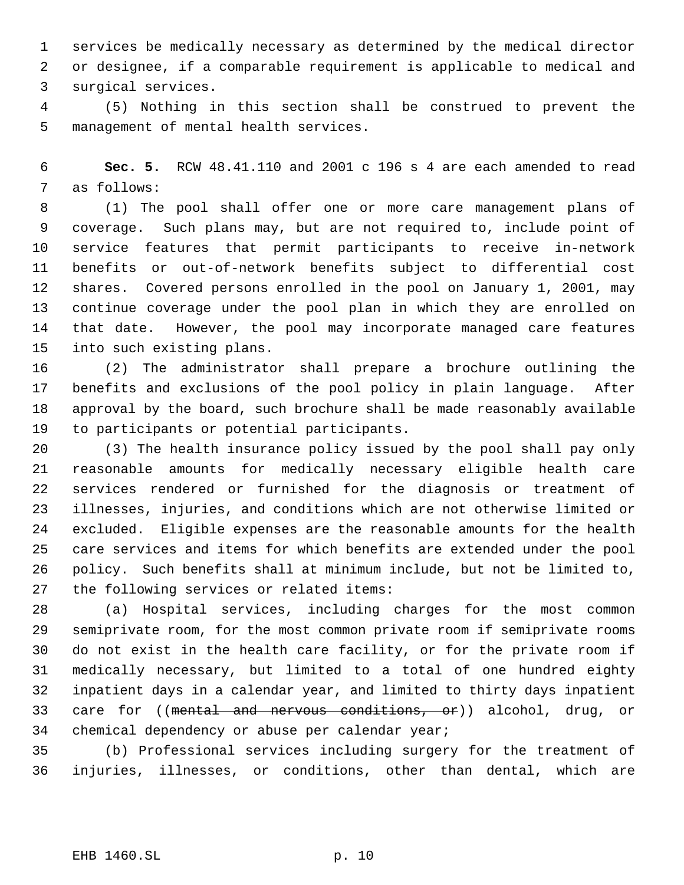services be medically necessary as determined by the medical director or designee, if a comparable requirement is applicable to medical and surgical services.

(5) Nothing in this section shall be construed to prevent the management of mental health services.

**Sec. 5.** RCW 48.41.110 and 2001 c 196 s 4 are each amended to read as follows:

(1) The pool shall offer one or more care management plans of coverage. Such plans may, but are not required to, include point of service features that permit participants to receive in-network benefits or out-of-network benefits subject to differential cost shares. Covered persons enrolled in the pool on January 1, 2001, may continue coverage under the pool plan in which they are enrolled on that date. However, the pool may incorporate managed care features into such existing plans.

(2) The administrator shall prepare a brochure outlining the benefits and exclusions of the pool policy in plain language. After approval by the board, such brochure shall be made reasonably available to participants or potential participants.

(3) The health insurance policy issued by the pool shall pay only reasonable amounts for medically necessary eligible health care services rendered or furnished for the diagnosis or treatment of illnesses, injuries, and conditions which are not otherwise limited or excluded. Eligible expenses are the reasonable amounts for the health care services and items for which benefits are extended under the pool policy. Such benefits shall at minimum include, but not be limited to, the following services or related items:

(a) Hospital services, including charges for the most common semiprivate room, for the most common private room if semiprivate rooms do not exist in the health care facility, or for the private room if medically necessary, but limited to a total of one hundred eighty inpatient days in a calendar year, and limited to thirty days inpatient care for ((~~mental and nervous conditions, or~~)) alcohol, drug, or chemical dependency or abuse per calendar year;

(b) Professional services including surgery for the treatment of injuries, illnesses, or conditions, other than dental, which are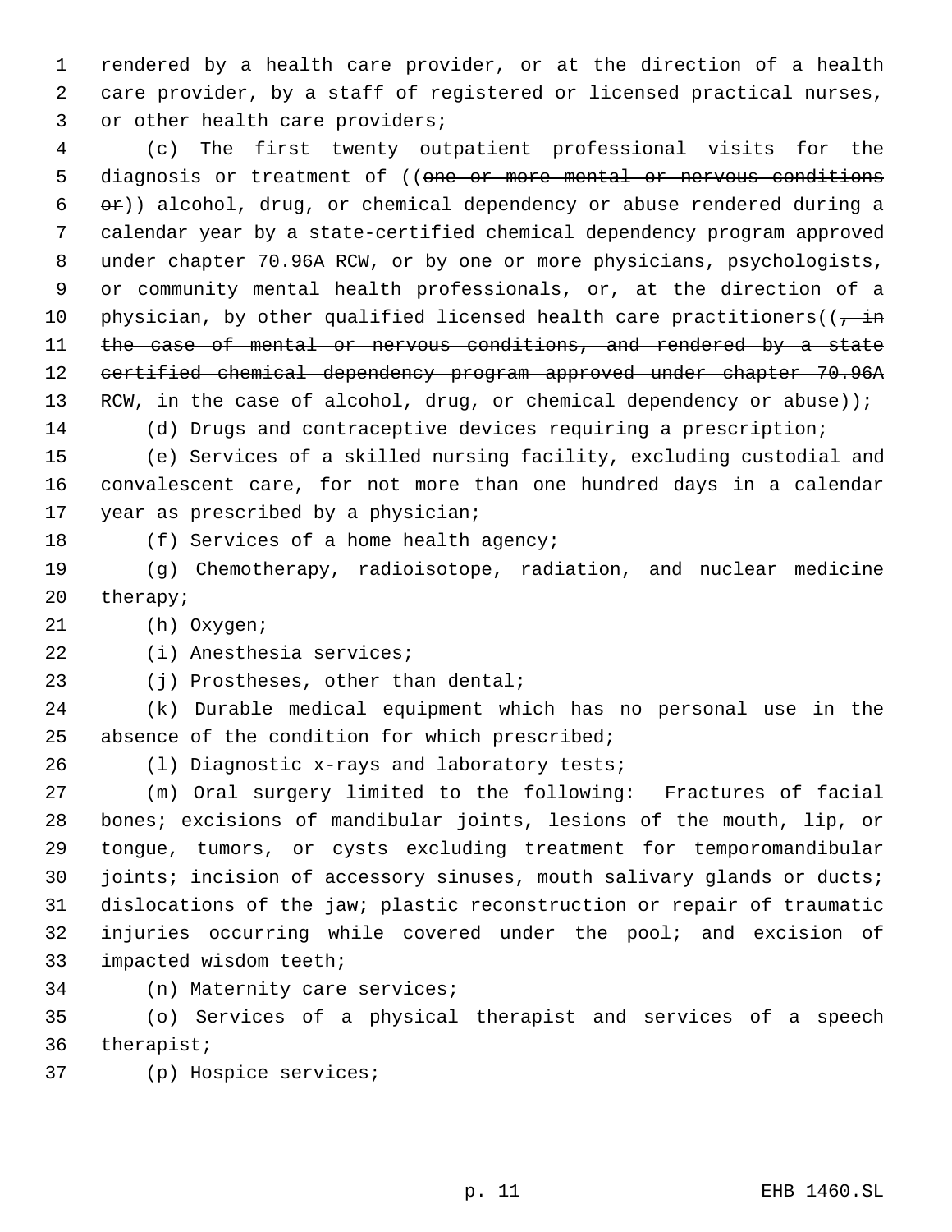rendered by a health care provider, or at the direction of a health care provider, by a staff of registered or licensed practical nurses, or other health care providers;

(c) The first twenty outpatient professional visits for the diagnosis or treatment of ((~~one or more mental or nervous conditions or~~)) alcohol, drug, or chemical dependency or abuse rendered during a calendar year by <u>a state-certified chemical dependency program approved under chapter 70.96A RCW, or by</u> one or more physicians, psychologists, or community mental health professionals, or, at the direction of a physician, by other qualified licensed health care practitioners((~~, in the case of mental or nervous conditions, and rendered by a state certified chemical dependency program approved under chapter 70.96A RCW, in the case of alcohol, drug, or chemical dependency or abuse~~));

(d) Drugs and contraceptive devices requiring a prescription;

(e) Services of a skilled nursing facility, excluding custodial and convalescent care, for not more than one hundred days in a calendar year as prescribed by a physician;

(f) Services of a home health agency;

(g) Chemotherapy, radioisotope, radiation, and nuclear medicine therapy;

(h) Oxygen;

(i) Anesthesia services;

(j) Prostheses, other than dental;

(k) Durable medical equipment which has no personal use in the absence of the condition for which prescribed;

(l) Diagnostic x-rays and laboratory tests;

(m) Oral surgery limited to the following: Fractures of facial bones; excisions of mandibular joints, lesions of the mouth, lip, or tongue, tumors, or cysts excluding treatment for temporomandibular joints; incision of accessory sinuses, mouth salivary glands or ducts; dislocations of the jaw; plastic reconstruction or repair of traumatic injuries occurring while covered under the pool; and excision of impacted wisdom teeth;

(n) Maternity care services;

(o) Services of a physical therapist and services of a speech therapist;

(p) Hospice services;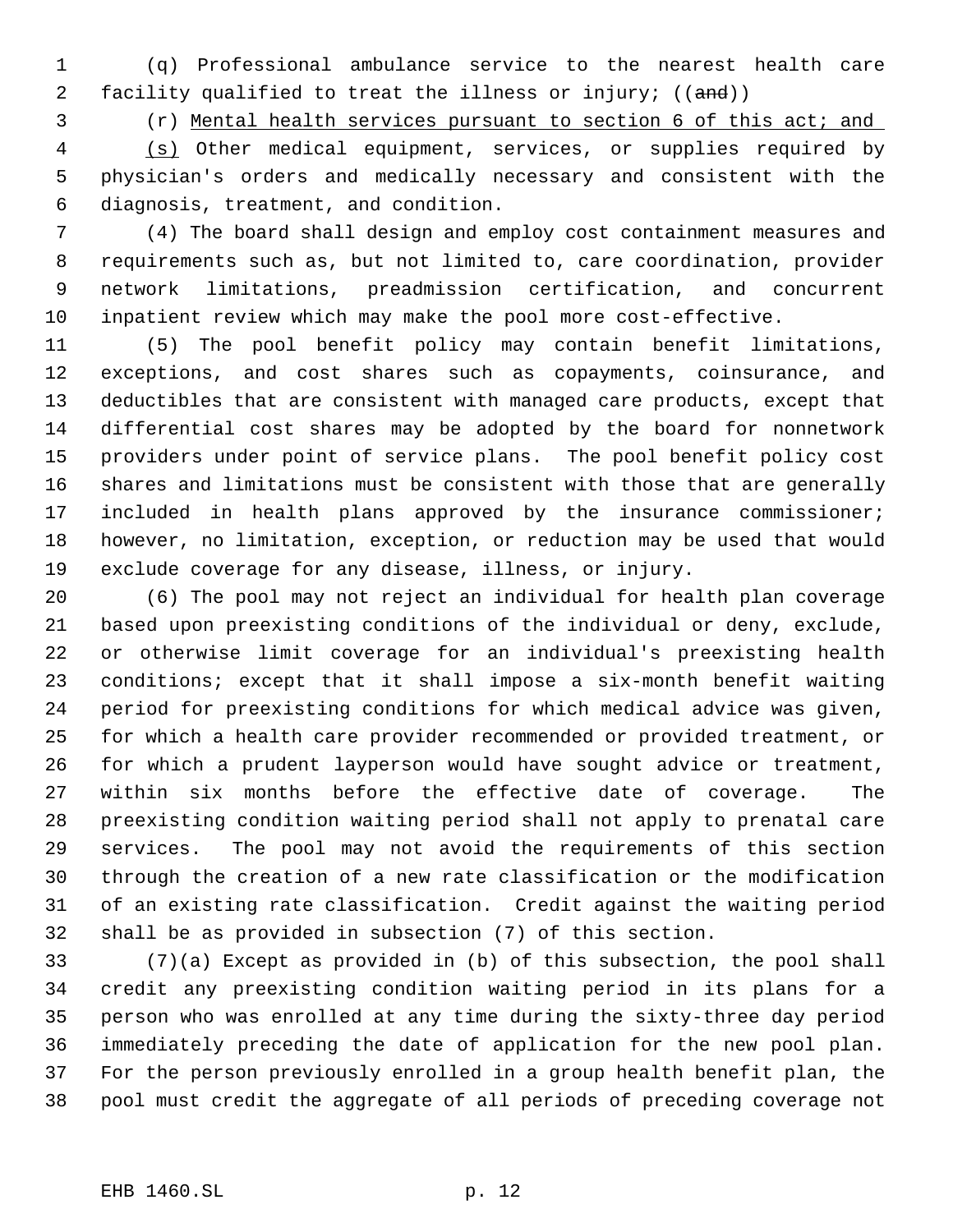(q) Professional ambulance service to the nearest health care facility qualified to treat the illness or injury; ((~~and~~))

(r) Mental health services pursuant to section 6 of this act; and

(s) Other medical equipment, services, or supplies required by physician's orders and medically necessary and consistent with the diagnosis, treatment, and condition.

(4) The board shall design and employ cost containment measures and requirements such as, but not limited to, care coordination, provider network limitations, preadmission certification, and concurrent inpatient review which may make the pool more cost-effective.

(5) The pool benefit policy may contain benefit limitations, exceptions, and cost shares such as copayments, coinsurance, and deductibles that are consistent with managed care products, except that differential cost shares may be adopted by the board for nonnetwork providers under point of service plans. The pool benefit policy cost shares and limitations must be consistent with those that are generally included in health plans approved by the insurance commissioner; however, no limitation, exception, or reduction may be used that would exclude coverage for any disease, illness, or injury.

(6) The pool may not reject an individual for health plan coverage based upon preexisting conditions of the individual or deny, exclude, or otherwise limit coverage for an individual's preexisting health conditions; except that it shall impose a six-month benefit waiting period for preexisting conditions for which medical advice was given, for which a health care provider recommended or provided treatment, or for which a prudent layperson would have sought advice or treatment, within six months before the effective date of coverage. The preexisting condition waiting period shall not apply to prenatal care services. The pool may not avoid the requirements of this section through the creation of a new rate classification or the modification of an existing rate classification. Credit against the waiting period shall be as provided in subsection (7) of this section.

(7)(a) Except as provided in (b) of this subsection, the pool shall credit any preexisting condition waiting period in its plans for a person who was enrolled at any time during the sixty-three day period immediately preceding the date of application for the new pool plan. For the person previously enrolled in a group health benefit plan, the pool must credit the aggregate of all periods of preceding coverage not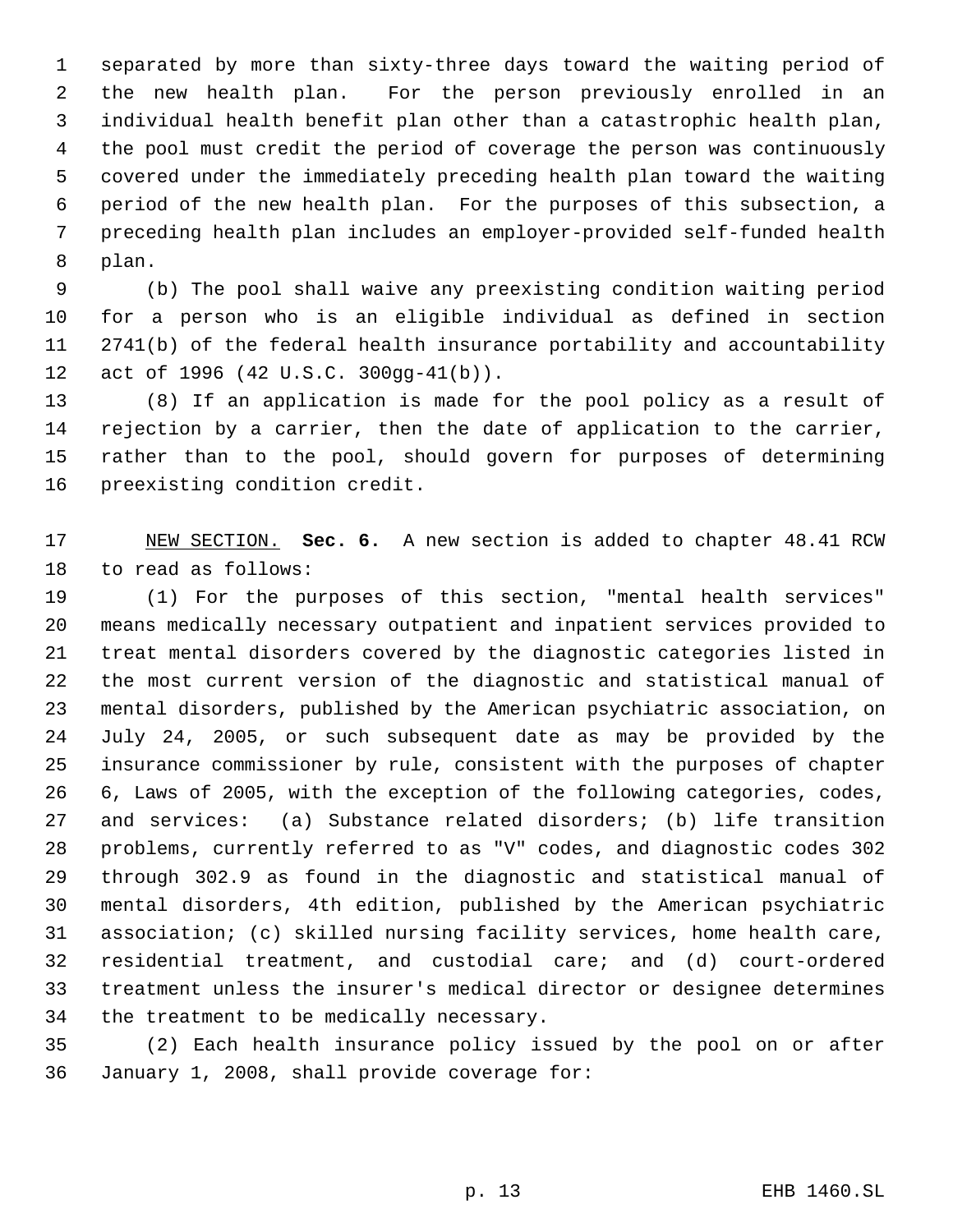separated by more than sixty-three days toward the waiting period of the new health plan. For the person previously enrolled in an individual health benefit plan other than a catastrophic health plan, the pool must credit the period of coverage the person was continuously covered under the immediately preceding health plan toward the waiting period of the new health plan. For the purposes of this subsection, a preceding health plan includes an employer-provided self-funded health plan.

(b) The pool shall waive any preexisting condition waiting period for a person who is an eligible individual as defined in section 2741(b) of the federal health insurance portability and accountability act of 1996 (42 U.S.C. 300gg-41(b)).

(8) If an application is made for the pool policy as a result of rejection by a carrier, then the date of application to the carrier, rather than to the pool, should govern for purposes of determining preexisting condition credit.

NEW SECTION. **Sec. 6.** A new section is added to chapter 48.41 RCW to read as follows:

(1) For the purposes of this section, "mental health services" means medically necessary outpatient and inpatient services provided to treat mental disorders covered by the diagnostic categories listed in the most current version of the diagnostic and statistical manual of mental disorders, published by the American psychiatric association, on July 24, 2005, or such subsequent date as may be provided by the insurance commissioner by rule, consistent with the purposes of chapter 6, Laws of 2005, with the exception of the following categories, codes, and services: (a) Substance related disorders; (b) life transition problems, currently referred to as "V" codes, and diagnostic codes 302 through 302.9 as found in the diagnostic and statistical manual of mental disorders, 4th edition, published by the American psychiatric association; (c) skilled nursing facility services, home health care, residential treatment, and custodial care; and (d) court-ordered treatment unless the insurer's medical director or designee determines the treatment to be medically necessary.

(2) Each health insurance policy issued by the pool on or after January 1, 2008, shall provide coverage for: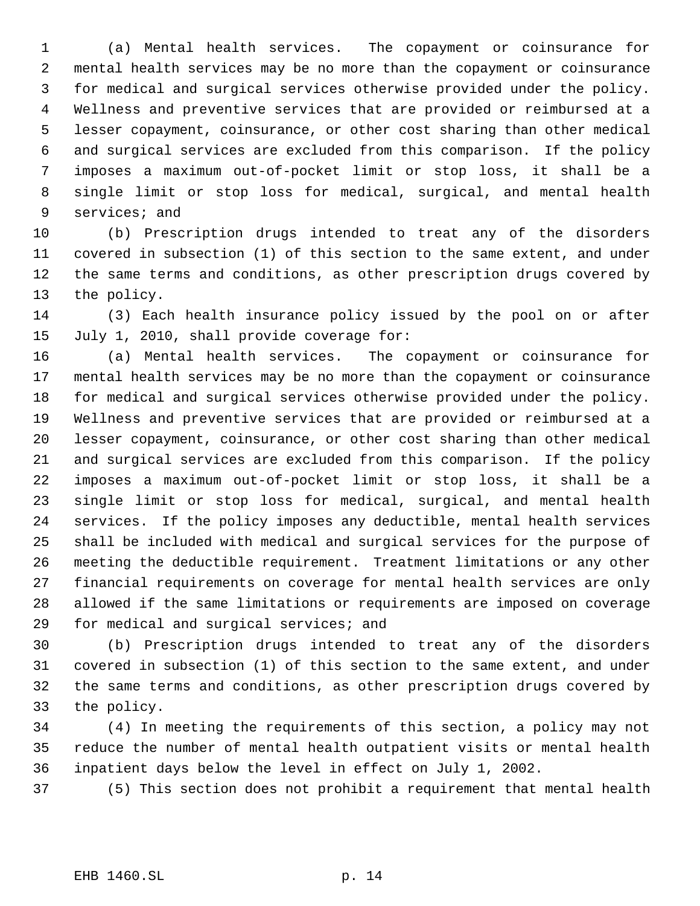(a) Mental health services. The copayment or coinsurance for mental health services may be no more than the copayment or coinsurance for medical and surgical services otherwise provided under the policy. Wellness and preventive services that are provided or reimbursed at a lesser copayment, coinsurance, or other cost sharing than other medical and surgical services are excluded from this comparison. If the policy imposes a maximum out-of-pocket limit or stop loss, it shall be a single limit or stop loss for medical, surgical, and mental health services; and

(b) Prescription drugs intended to treat any of the disorders covered in subsection (1) of this section to the same extent, and under the same terms and conditions, as other prescription drugs covered by the policy.

(3) Each health insurance policy issued by the pool on or after July 1, 2010, shall provide coverage for:

(a) Mental health services. The copayment or coinsurance for mental health services may be no more than the copayment or coinsurance for medical and surgical services otherwise provided under the policy. Wellness and preventive services that are provided or reimbursed at a lesser copayment, coinsurance, or other cost sharing than other medical and surgical services are excluded from this comparison. If the policy imposes a maximum out-of-pocket limit or stop loss, it shall be a single limit or stop loss for medical, surgical, and mental health services. If the policy imposes any deductible, mental health services shall be included with medical and surgical services for the purpose of meeting the deductible requirement. Treatment limitations or any other financial requirements on coverage for mental health services are only allowed if the same limitations or requirements are imposed on coverage for medical and surgical services; and

(b) Prescription drugs intended to treat any of the disorders covered in subsection (1) of this section to the same extent, and under the same terms and conditions, as other prescription drugs covered by the policy.

(4) In meeting the requirements of this section, a policy may not reduce the number of mental health outpatient visits or mental health inpatient days below the level in effect on July 1, 2002.

(5) This section does not prohibit a requirement that mental health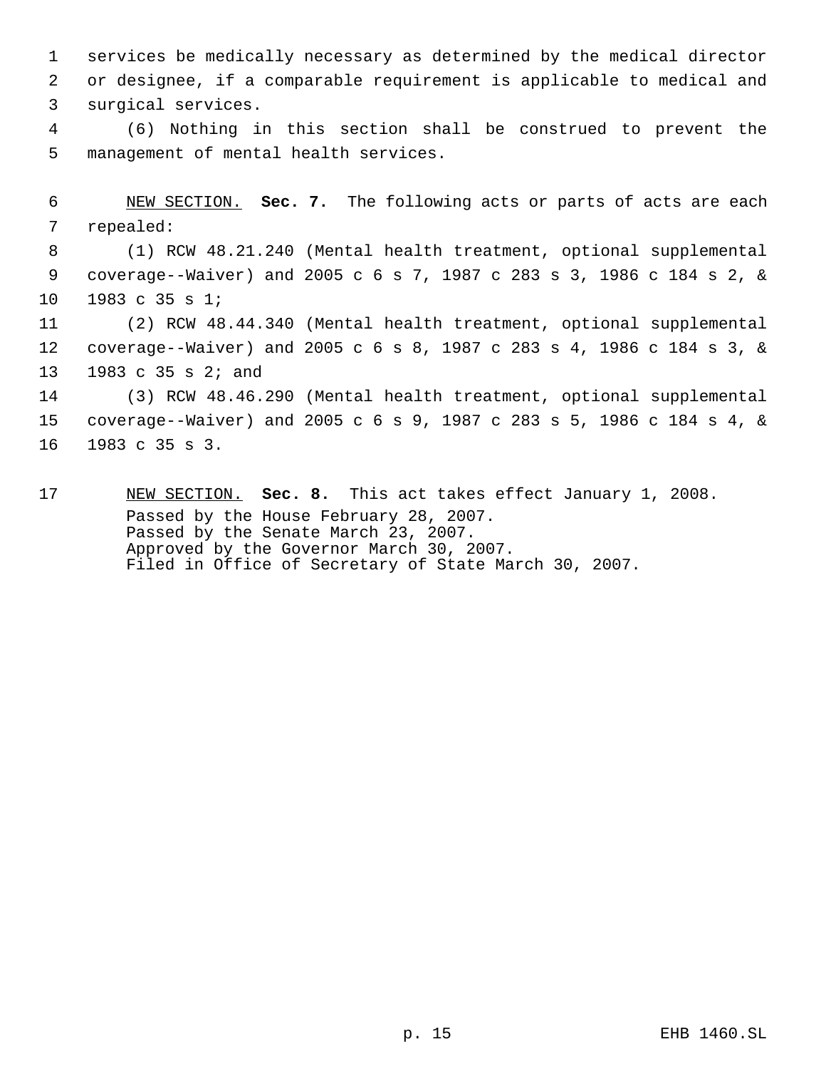services be medically necessary as determined by the medical director or designee, if a comparable requirement is applicable to medical and surgical services.

(6) Nothing in this section shall be construed to prevent the management of mental health services.

NEW SECTION. **Sec. 7.** The following acts or parts of acts are each repealed:

(1) RCW 48.21.240 (Mental health treatment, optional supplemental coverage--Waiver) and 2005 c 6 s 7, 1987 c 283 s 3, 1986 c 184 s 2, & 1983 c 35 s 1;

(2) RCW 48.44.340 (Mental health treatment, optional supplemental coverage--Waiver) and 2005 c 6 s 8, 1987 c 283 s 4, 1986 c 184 s 3, & 1983 c 35 s 2; and

(3) RCW 48.46.290 (Mental health treatment, optional supplemental coverage--Waiver) and 2005 c 6 s 9, 1987 c 283 s 5, 1986 c 184 s 4, & 1983 c 35 s 3.

NEW SECTION. **Sec. 8.** This act takes effect January 1, 2008.

Passed by the House February 28, 2007.
Passed by the Senate March 23, 2007.
Approved by the Governor March 30, 2007.
Filed in Office of Secretary of State March 30, 2007.